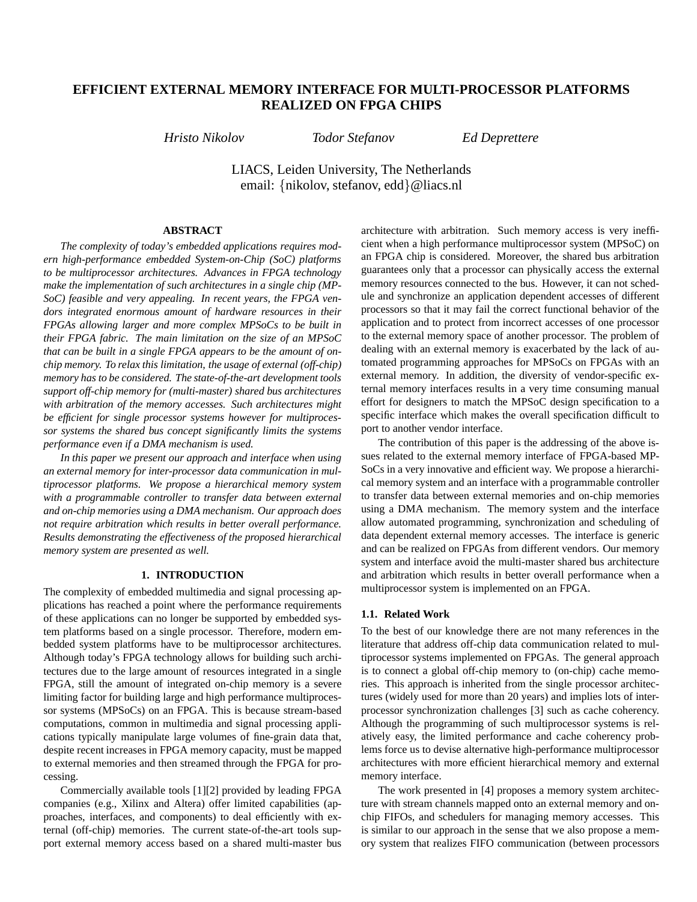# EFFICIENT EXTERNAL MEMORY INTERFACE FOR MULTI-PROCESSOR PLATFORMS REALIZED ON FPGA CHIPS

*Hristo Nikolov* *Todor Stefanov* *Ed Deprettere*

LIACS, Leiden University, The Netherlands
email: {nikolov, stefanov, edd}@liacs.nl

## ABSTRACT

*The complexity of today's embedded applications requires modern high-performance embedded System-on-Chip (SoC) platforms to be multiprocessor architectures. Advances in FPGA technology make the implementation of such architectures in a single chip (MPSoC) feasible and very appealing. In recent years, the FPGA vendors integrated enormous amount of hardware resources in their FPGAs allowing larger and more complex MPSoCs to be built in their FPGA fabric. The main limitation on the size of an MPSoC that can be built in a single FPGA appears to be the amount of on-chip memory. To relax this limitation, the usage of external (off-chip) memory has to be considered. The state-of-the-art development tools support off-chip memory for (multi-master) shared bus architectures with arbitration of the memory accesses. Such architectures might be efficient for single processor systems however for multiprocessor systems the shared bus concept significantly limits the systems performance even if a DMA mechanism is used.*

*In this paper we present our approach and interface when using an external memory for inter-processor data communication in multiprocessor platforms. We propose a hierarchical memory system with a programmable controller to transfer data between external and on-chip memories using a DMA mechanism. Our approach does not require arbitration which results in better overall performance. Results demonstrating the effectiveness of the proposed hierarchical memory system are presented as well.*

## 1. INTRODUCTION

The complexity of embedded multimedia and signal processing applications has reached a point where the performance requirements of these applications can no longer be supported by embedded system platforms based on a single processor. Therefore, modern embedded system platforms have to be multiprocessor architectures. Although today's FPGA technology allows for building such architectures due to the large amount of resources integrated in a single FPGA, still the amount of integrated on-chip memory is a severe limiting factor for building large and high performance multiprocessor systems (MPSoCs) on an FPGA. This is because stream-based computations, common in multimedia and signal processing applications typically manipulate large volumes of fine-grain data that, despite recent increases in FPGA memory capacity, must be mapped to external memories and then streamed through the FPGA for processing.

Commercially available tools [1][2] provided by leading FPGA companies (e.g., Xilinx and Altera) offer limited capabilities (approaches, interfaces, and components) to deal efficiently with external (off-chip) memories. The current state-of-the-art tools support external memory access based on a shared multi-master bus architecture with arbitration. Such memory access is very inefficient when a high performance multiprocessor system (MPSoC) on an FPGA chip is considered. Moreover, the shared bus arbitration guarantees only that a processor can physically access the external memory resources connected to the bus. However, it can not schedule and synchronize an application dependent accesses of different processors so that it may fail the correct functional behavior of the application and to protect from incorrect accesses of one processor to the external memory space of another processor. The problem of dealing with an external memory is exacerbated by the lack of automated programming approaches for MPSoCs on FPGAs with an external memory. In addition, the diversity of vendor-specific external memory interfaces results in a very time consuming manual effort for designers to match the MPSoC design specification to a specific interface which makes the overall specification difficult to port to another vendor interface.

The contribution of this paper is the addressing of the above issues related to the external memory interface of FPGA-based MPSoCs in a very innovative and efficient way. We propose a hierarchical memory system and an interface with a programmable controller to transfer data between external memories and on-chip memories using a DMA mechanism. The memory system and the interface allow automated programming, synchronization and scheduling of data dependent external memory accesses. The interface is generic and can be realized on FPGAs from different vendors. Our memory system and interface avoid the multi-master shared bus architecture and arbitration which results in better overall performance when a multiprocessor system is implemented on an FPGA.

### 1.1. Related Work

To the best of our knowledge there are not many references in the literature that address off-chip data communication related to multiprocessor systems implemented on FPGAs. The general approach is to connect a global off-chip memory to (on-chip) cache memories. This approach is inherited from the single processor architectures (widely used for more than 20 years) and implies lots of interprocessor synchronization challenges [3] such as cache coherency. Although the programming of such multiprocessor systems is relatively easy, the limited performance and cache coherency problems force us to devise alternative high-performance multiprocessor architectures with more efficient hierarchical memory and external memory interface.

The work presented in [4] proposes a memory system architecture with stream channels mapped onto an external memory and on-chip FIFOs, and schedulers for managing memory accesses. This is similar to our approach in the sense that we also propose a memory system that realizes FIFO communication (between processors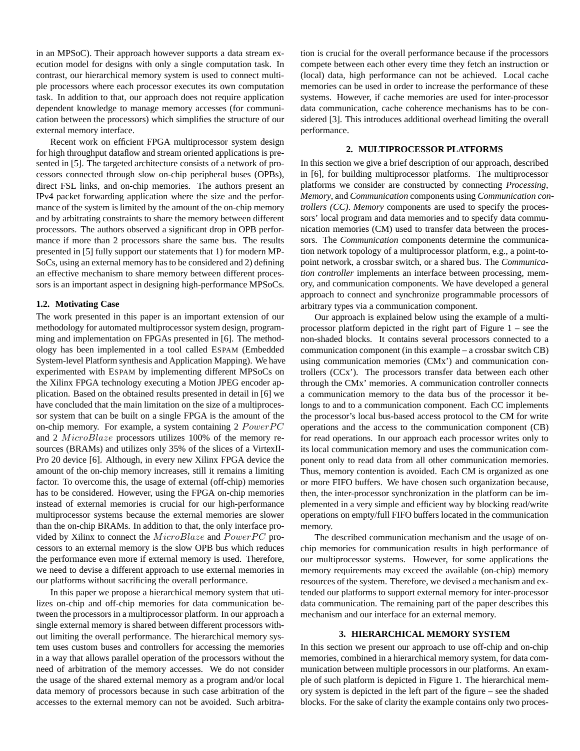in an MPSoC). Their approach however supports a data stream execution model for designs with only a single computation task. In contrast, our hierarchical memory system is used to connect multiple processors where each processor executes its own computation task. In addition to that, our approach does not require application dependent knowledge to manage memory accesses (for communication between the processors) which simplifies the structure of our external memory interface.

Recent work on efficient FPGA multiprocessor system design for high throughput dataflow and stream oriented applications is presented in [5]. The targeted architecture consists of a network of processors connected through slow on-chip peripheral buses (OPBs), direct FSL links, and on-chip memories. The authors present an IPv4 packet forwarding application where the size and the performance of the system is limited by the amount of the on-chip memory and by arbitrating constraints to share the memory between different processors. The authors observed a significant drop in OPB performance if more than 2 processors share the same bus. The results presented in [5] fully support our statements that 1) for modern MPSoCs, using an external memory has to be considered and 2) defining an effective mechanism to share memory between different processors is an important aspect in designing high-performance MPSoCs.

### 1.2. Motivating Case

The work presented in this paper is an important extension of our methodology for automated multiprocessor system design, programming and implementation on FPGAs presented in [6]. The methodology has been implemented in a tool called ESPAM (Embedded System-level Platform synthesis and Application Mapping). We have experimented with ESPAM by implementing different MPSoCs on the Xilinx FPGA technology executing a Motion JPEG encoder application. Based on the obtained results presented in detail in [6] we have concluded that the main limitation on the size of a multiprocessor system that can be built on a single FPGA is the amount of the on-chip memory. For example, a system containing 2 *PowerPC* and 2 *MicroBlaze* processors utilizes 100% of the memory resources (BRAMs) and utilizes only 35% of the slices of a VirtexII-Pro 20 device [6]. Although, in every new Xilinx FPGA device the amount of the on-chip memory increases, still it remains a limiting factor. To overcome this, the usage of external (off-chip) memories has to be considered. However, using the FPGA on-chip memories instead of external memories is crucial for our high-performance multiprocessor systems because the external memories are slower than the on-chip BRAMs. In addition to that, the only interface provided by Xilinx to connect the *MicroBlaze* and *PowerPC* processors to an external memory is the slow OPB bus which reduces the performance even more if external memory is used. Therefore, we need to devise a different approach to use external memories in our platforms without sacrificing the overall performance.

In this paper we propose a hierarchical memory system that utilizes on-chip and off-chip memories for data communication between the processors in a multiprocessor platform. In our approach a single external memory is shared between different processors without limiting the overall performance. The hierarchical memory system uses custom buses and controllers for accessing the memories in a way that allows parallel operation of the processors without the need of arbitration of the memory accesses. We do not consider the usage of the shared external memory as a program and/or local data memory of processors because in such case arbitration of the accesses to the external memory can not be avoided. Such arbitration is crucial for the overall performance because if the processors compete between each other every time they fetch an instruction or (local) data, high performance can not be achieved. Local cache memories can be used in order to increase the performance of these systems. However, if cache memories are used for inter-processor data communication, cache coherence mechanisms has to be considered [3]. This introduces additional overhead limiting the overall performance.

## 2. MULTIPROCESSOR PLATFORMS

In this section we give a brief description of our approach, described in [6], for building multiprocessor platforms. The multiprocessor platforms we consider are constructed by connecting *Processing*, *Memory*, and *Communication* components using *Communication controllers (CC)*. *Memory* components are used to specify the processors' local program and data memories and to specify data communication memories (CM) used to transfer data between the processors. The *Communication* components determine the communication network topology of a multiprocessor platform, e.g., a point-to-point network, a crossbar switch, or a shared bus. The *Communication controller* implements an interface between processing, memory, and communication components. We have developed a general approach to connect and synchronize programmable processors of arbitrary types via a communication component.

Our approach is explained below using the example of a multiprocessor platform depicted in the right part of Figure 1 – see the non-shaded blocks. It contains several processors connected to a communication component (in this example – a crossbar switch CB) using communication memories (CMx') and communication controllers (CCx'). The processors transfer data between each other through the CMx' memories. A communication controller connects a communication memory to the data bus of the processor it belongs to and to a communication component. Each CC implements the processor's local bus-based access protocol to the CM for write operations and the access to the communication component (CB) for read operations. In our approach each processor writes only to its local communication memory and uses the communication component only to read data from all other communication memories. Thus, memory contention is avoided. Each CM is organized as one or more FIFO buffers. We have chosen such organization because, then, the inter-processor synchronization in the platform can be implemented in a very simple and efficient way by blocking read/write operations on empty/full FIFO buffers located in the communication memory.

The described communication mechanism and the usage of on-chip memories for communication results in high performance of our multiprocessor systems. However, for some applications the memory requirements may exceed the available (on-chip) memory resources of the system. Therefore, we devised a mechanism and extended our platforms to support external memory for inter-processor data communication. The remaining part of the paper describes this mechanism and our interface for an external memory.

## 3. HIERARCHICAL MEMORY SYSTEM

In this section we present our approach to use off-chip and on-chip memories, combined in a hierarchical memory system, for data communication between multiple processors in our platforms. An example of such platform is depicted in Figure 1. The hierarchical memory system is depicted in the left part of the figure – see the shaded blocks. For the sake of clarity the example contains only two proces-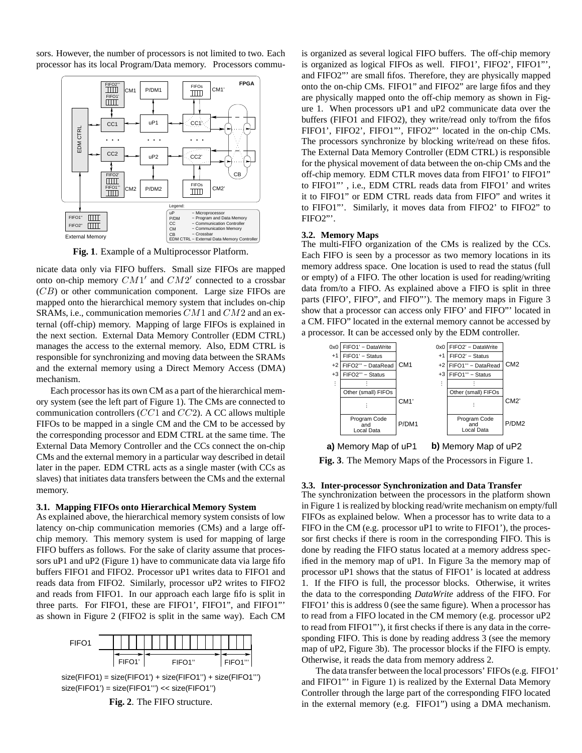sors. However, the number of processors is not limited to two. Each processor has its local Program/Data memory. Processors communicate data only via FIFO buffers. Small size FIFOs are mapped onto on-chip memory $CM1'$ and $CM2'$ connected to a crossbar ($CB$) or other communication component. Large size FIFOs are mapped onto the hierarchical memory system that includes on-chip SRAMs, i.e., communication memories $CM1$ and $CM2$ and an external (off-chip) memory. Mapping of large FIFOs is explained in the next section. External Data Memory Controller (EDM CTRL) manages the access to the external memory. Also, EDM CTRL is responsible for synchronizing and moving data between the SRAMs and the external memory using a Direct Memory Access (DMA) mechanism.

**Fig. 1**. Example of a Multiprocessor Platform.

Each processor has its own CM as a part of the hierarchical memory system (see the left part of Figure 1). The CMs are connected to communication controllers ($CC1$ and $CC2$). A CC allows multiple FIFOs to be mapped in a single CM and the CM to be accessed by the corresponding processor and EDM CTRL at the same time. The External Data Memory Controller and the CCs connect the on-chip CMs and the external memory in a particular way described in detail later in the paper. EDM CTRL acts as a single master (with CCs as slaves) that initiates data transfers between the CMs and the external memory.

### 3.1. Mapping FIFOs onto Hierarchical Memory System

As explained above, the hierarchical memory system consists of low latency on-chip communication memories (CMs) and a large off-chip memory. This memory system is used for mapping of large FIFO buffers as follows. For the sake of clarity assume that processors uP1 and uP2 (Figure 1) have to communicate data via large fifo buffers FIFO1 and FIFO2. Processor uP1 writes data to FIFO1 and reads data from FIFO2. Similarly, processor uP2 writes to FIFO2 and reads from FIFO1. In our approach each large fifo is split in three parts. For FIFO1, these are FIFO1', FIFO1", and FIFO1"' as shown in Figure 2 (FIFO2 is split in the same way). Each CM is organized as several logical FIFO buffers. The off-chip memory is organized as logical FIFOs as well. FIFO1', FIFO2', FIFO1"', and FIFO2"' are small fifos. Therefore, they are physically mapped onto the on-chip CMs. FIFO1" and FIFO2" are large fifos and they are physically mapped onto the off-chip memory as shown in Figure 1. When processors uP1 and uP2 communicate data over the buffers (FIFO1 and FIFO2), they write/read only to/from the fifos FIFO1', FIFO2', FIFO1"', FIFO2"' located in the on-chip CMs. The processors synchronize by blocking write/read on these fifos. The External Data Memory Controller (EDM CTRL) is responsible for the physical movement of data between the on-chip CMs and the off-chip memory. EDM CTLR moves data from FIFO1' to FIFO1" to FIFO1"' , i.e., EDM CTRL reads data from FIFO1' and writes it to FIFO1" or EDM CTRL reads data from FIFO" and writes it to FIFO1"'. Similarly, it moves data from FIFO2' to FIFO2" to FIFO2"'.

size(FIFO1) = size(FIFO1') + size(FIFO1'') + size(FIFO1''')
size(FIFO1') = size(FIFO1''') << size(FIFO1'')

**Fig. 2**. The FIFO structure.

### 3.2. Memory Maps

The multi-FIFO organization of the CMs is realized by the CCs. Each FIFO is seen by a processor as two memory locations in its memory address space. One location is used to read the status (full or empty) of a FIFO. The other location is used for reading/writing data from/to a FIFO. As explained above a FIFO is split in three parts (FIFO', FIFO", and FIFO"'). The memory maps in Figure 3 show that a processor can access only FIFO' and FIFO"' located in a CM. FIFO" located in the external memory cannot be accessed by a processor. It can be accessed only by the EDM controller.

**a)** Memory Map of uP1

| Address | Content | Memory |
|---|---|---|
| 0x0 | FIFO1' − DataWrite | CM1 |
| +1 | FIFO1' − Status | |
| +2 | FIFO2"' − DataRead | |
| +3 | FIFO2"' − Status | |
| ⋮ | ⋮ | |
| | Other (small) FIFOs | CM1' |
| | ⋮ | |
| | Program Code and Local Data | P/DM1 |

**b)** Memory Map of uP2

| Address | Content | Memory |
|---|---|---|
| 0x0 | FIFO2' − DataWrite | CM2 |
| +1 | FIFO2' − Status | |
| +2 | FIFO1"' − DataRead | |
| +3 | FIFO1"' − Status | |
| ⋮ | ⋮ | |
| | Other (small) FIFOs | CM2' |
| | ⋮ | |
| | Program Code and Local Data | P/DM2 |

**Fig. 3**. The Memory Maps of the Processors in Figure 1.

### 3.3. Inter-processor Synchronization and Data Transfer

The synchronization between the processors in the platform shown in Figure 1 is realized by blocking read/write mechanism on empty/full FIFOs as explained below. When a processor has to write data to a FIFO in the CM (e.g. processor uP1 to write to FIFO1'), the processor first checks if there is room in the corresponding FIFO. This is done by reading the FIFO status located at a memory address specified in the memory map of uP1. In Figure 3a the memory map of processor uP1 shows that the status of FIFO1' is located at address 1. If the FIFO is full, the processor blocks. Otherwise, it writes the data to the corresponding *DataWrite* address of the FIFO. For FIFO1' this is address 0 (see the same figure). When a processor has to read from a FIFO located in the CM memory (e.g. processor uP2 to read from FIFO1"'), it first checks if there is any data in the corresponding FIFO. This is done by reading address 3 (see the memory map of uP2, Figure 3b). The processor blocks if the FIFO is empty. Otherwise, it reads the data from memory address 2.

The data transfer between the local processors' FIFOs (e.g. FIFO1' and FIFO1"' in Figure 1) is realized by the External Data Memory Controller through the large part of the corresponding FIFO located in the external memory (e.g. FIFO1") using a DMA mechanism.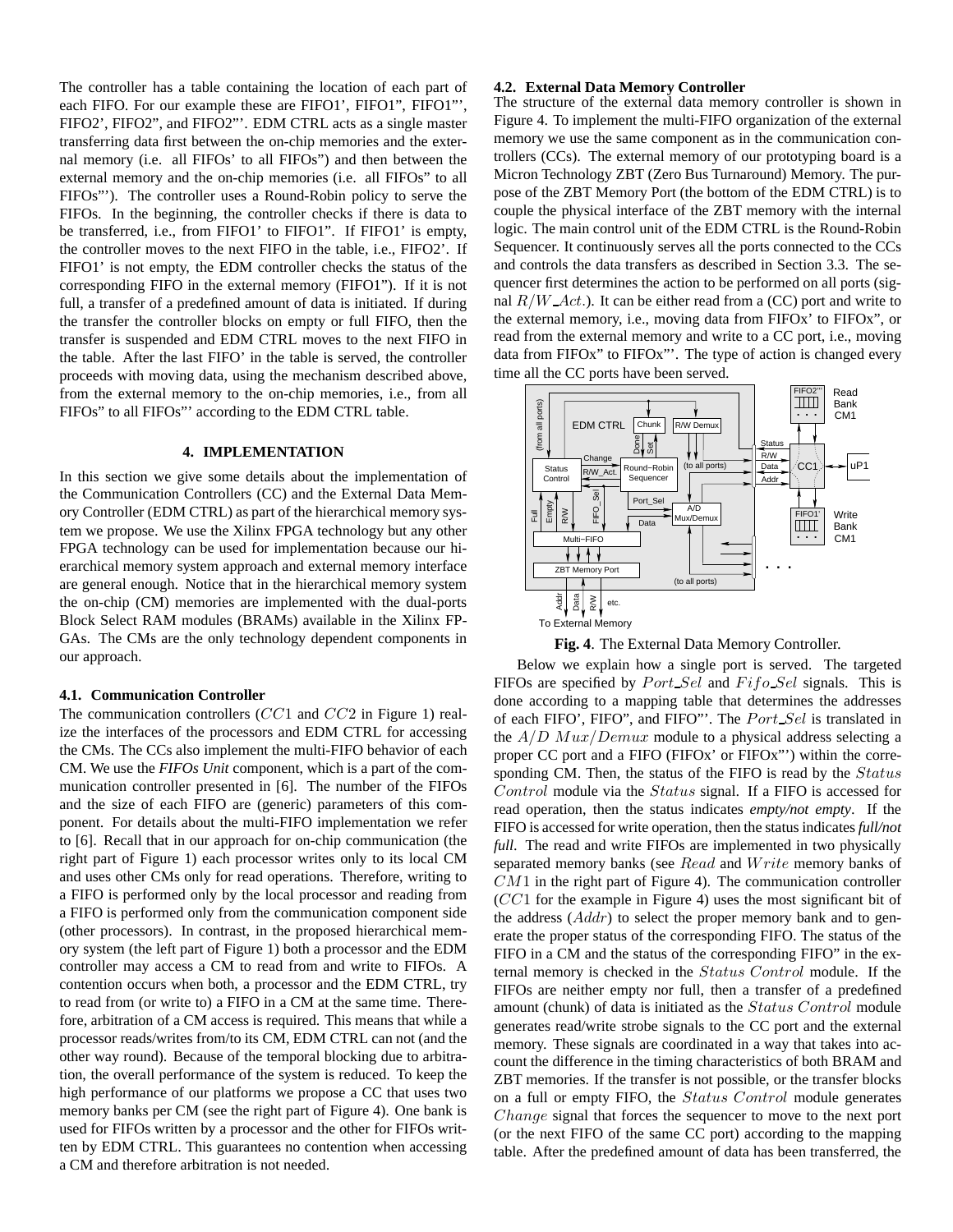The controller has a table containing the location of each part of each FIFO. For our example these are FIFO1', FIFO1", FIFO1"', FIFO2', FIFO2", and FIFO2"'. EDM CTRL acts as a single master transferring data first between the on-chip memories and the external memory (i.e. all FIFOs' to all FIFOs") and then between the external memory and the on-chip memories (i.e. all FIFOs" to all FIFOs"'). The controller uses a Round-Robin policy to serve the FIFOs. In the beginning, the controller checks if there is data to be transferred, i.e., from FIFO1' to FIFO1". If FIFO1' is empty, the controller moves to the next FIFO in the table, i.e., FIFO2'. If FIFO1' is not empty, the EDM controller checks the status of the corresponding FIFO in the external memory (FIFO1"). If it is not full, a transfer of a predefined amount of data is initiated. If during the transfer the controller blocks on empty or full FIFO, then the transfer is suspended and EDM CTRL moves to the next FIFO in the table. After the last FIFO' in the table is served, the controller proceeds with moving data, using the mechanism described above, from the external memory to the on-chip memories, i.e., from all FIFOs" to all FIFOs"' according to the EDM CTRL table.

## 4. IMPLEMENTATION

In this section we give some details about the implementation of the Communication Controllers (CC) and the External Data Memory Controller (EDM CTRL) as part of the hierarchical memory system we propose. We use the Xilinx FPGA technology but any other FPGA technology can be used for implementation because our hierarchical memory system approach and external memory interface are general enough. Notice that in the hierarchical memory system the on-chip (CM) memories are implemented with the dual-ports Block Select RAM modules (BRAMs) available in the Xilinx FPGAs. The CMs are the only technology dependent components in our approach.

### 4.1. Communication Controller

The communication controllers ($CC1$ and $CC2$ in Figure 1) realize the interfaces of the processors and EDM CTRL for accessing the CMs. The CCs also implement the multi-FIFO behavior of each CM. We use the *FIFOs Unit* component, which is a part of the communication controller presented in [6]. The number of the FIFOs and the size of each FIFO are (generic) parameters of this component. For details about the multi-FIFO implementation we refer to [6]. Recall that in our approach for on-chip communication (the right part of Figure 1) each processor writes only to its local CM and uses other CMs only for read operations. Therefore, writing to a FIFO is performed only by the local processor and reading from a FIFO is performed only from the communication component side (other processors). In contrast, in the proposed hierarchical memory system (the left part of Figure 1) both a processor and the EDM controller may access a CM to read from and write to FIFOs. A contention occurs when both, a processor and the EDM CTRL, try to read from (or write to) a FIFO in a CM at the same time. Therefore, arbitration of a CM access is required. This means that while a processor reads/writes from/to its CM, EDM CTRL can not (and the other way round). Because of the temporal blocking due to arbitration, the overall performance of the system is reduced. To keep the high performance of our platforms we propose a CC that uses two memory banks per CM (see the right part of Figure 4). One bank is used for FIFOs written by a processor and the other for FIFOs written by EDM CTRL. This guarantees no contention when accessing a CM and therefore arbitration is not needed.

### 4.2. External Data Memory Controller

The structure of the external data memory controller is shown in Figure 4. To implement the multi-FIFO organization of the external memory we use the same component as in the communication controllers (CCs). The external memory of our prototyping board is a Micron Technology ZBT (Zero Bus Turnaround) Memory. The purpose of the ZBT Memory Port (the bottom of the EDM CTRL) is to couple the physical interface of the ZBT memory with the internal logic. The main control unit of the EDM CTRL is the Round-Robin Sequencer. It continuously serves all the ports connected to the CCs and controls the data transfers as described in Section 3.3. The sequencer first determines the action to be performed on all ports (signal $R/W\_Act.$). It can be either read from a (CC) port and write to the external memory, i.e., moving data from FIFOx' to FIFOx", or read from the external memory and write to a CC port, i.e., moving data from FIFOx" to FIFOx"'. The type of action is changed every time all the CC ports have been served.

**Fig. 4**. The External Data Memory Controller.

Below we explain how a single port is served. The targeted FIFOs are specified by $Port\_Sel$ and $Fifo\_Sel$ signals. This is done according to a mapping table that determines the addresses of each FIFO', FIFO", and FIFO"'. The $Port\_Sel$ is translated in the $A/D\ Mux/Demux$ module to a physical address selecting a proper CC port and a FIFO (FIFOx' or FIFOx"') within the corresponding CM. Then, the status of the FIFO is read by the $Status$ $Control$ module via the $Status$ signal. If a FIFO is accessed for read operation, then the status indicates *empty/not empty*. If the FIFO is accessed for write operation, then the status indicates *full/not full*. The read and write FIFOs are implemented in two physically separated memory banks (see $Read$ and $Write$ memory banks of $CM1$ in the right part of Figure 4). The communication controller ($CC1$ for the example in Figure 4) uses the most significant bit of the address ($Addr$) to select the proper memory bank and to generate the proper status of the corresponding FIFO. The status of the FIFO in a CM and the status of the corresponding FIFO" in the external memory is checked in the $Status\ Control$ module. If the FIFOs are neither empty nor full, then a transfer of a predefined amount (chunk) of data is initiated as the $Status\ Control$ module generates read/write strobe signals to the CC port and the external memory. These signals are coordinated in a way that takes into account the difference in the timing characteristics of both BRAM and ZBT memories. If the transfer is not possible, or the transfer blocks on a full or empty FIFO, the $Status\ Control$ module generates $Change$ signal that forces the sequencer to move to the next port (or the next FIFO of the same CC port) according to the mapping table. After the predefined amount of data has been transferred, the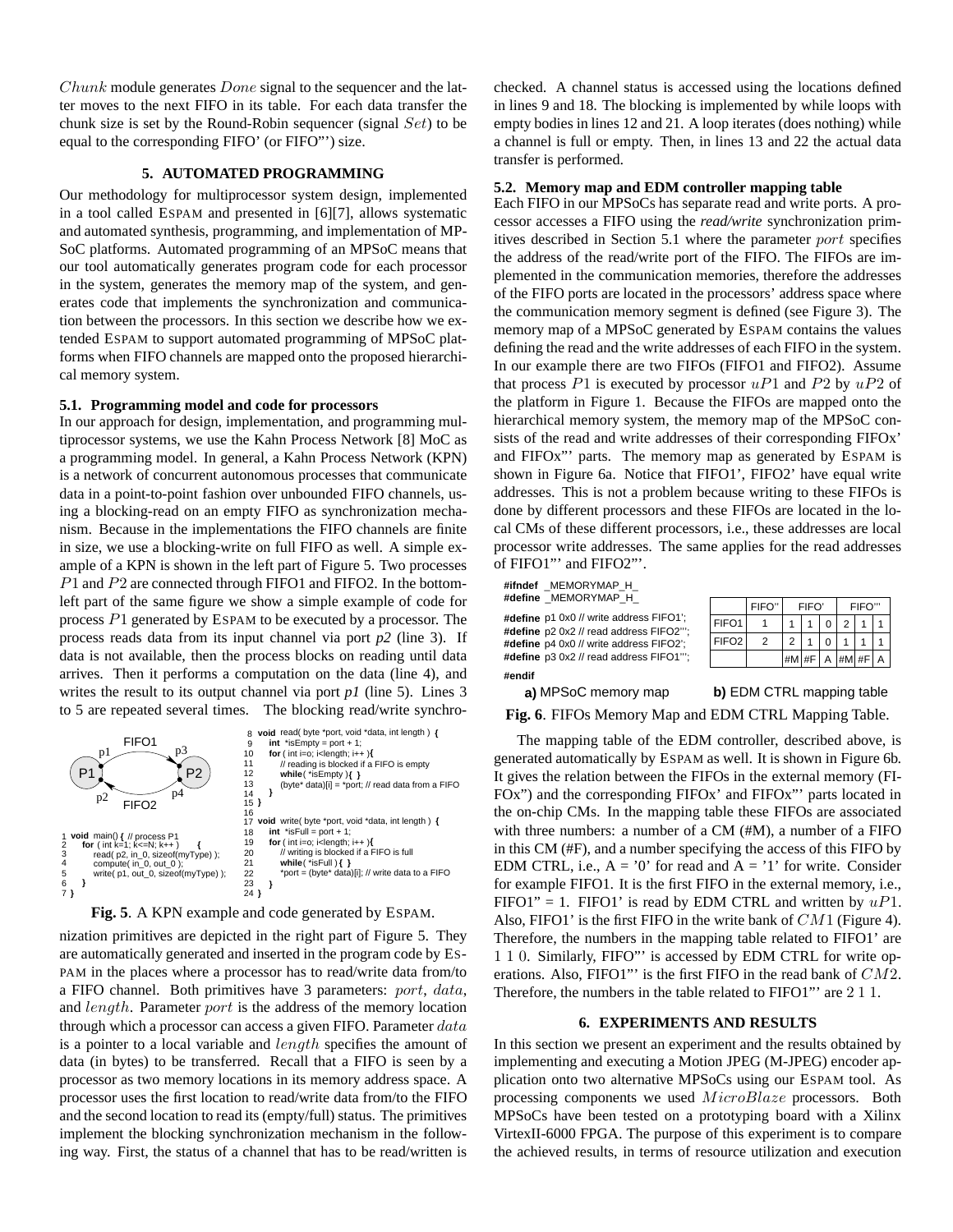*Chunk* module generates *Done* signal to the sequencer and the latter moves to the next FIFO in its table. For each data transfer the chunk size is set by the Round-Robin sequencer (signal *Set*) to be equal to the corresponding FIFO' (or FIFO"') size.

## 5. AUTOMATED PROGRAMMING

Our methodology for multiprocessor system design, implemented in a tool called ESPAM and presented in [6][7], allows systematic and automated synthesis, programming, and implementation of MPSoC platforms. Automated programming of an MPSoC means that our tool automatically generates program code for each processor in the system, generates the memory map of the system, and generates code that implements the synchronization and communication between the processors. In this section we describe how we extended ESPAM to support automated programming of MPSoC platforms when FIFO channels are mapped onto the proposed hierarchical memory system.

### 5.1. Programming model and code for processors

In our approach for design, implementation, and programming multiprocessor systems, we use the Kahn Process Network [8] MoC as a programming model. In general, a Kahn Process Network (KPN) is a network of concurrent autonomous processes that communicate data in a point-to-point fashion over unbounded FIFO channels, using a blocking-read on an empty FIFO as synchronization mechanism. Because in the implementations the FIFO channels are finite in size, we use a blocking-write on full FIFO as well. A simple example of a KPN is shown in the left part of Figure 5. Two processes $P1$ and $P2$ are connected through FIFO1 and FIFO2. In the bottom-left part of the same figure we show a simple example of code for process $P1$ generated by ESPAM to be executed by a processor. The process reads data from its input channel via port *p2* (line 3). If data is not available, then the process blocks on reading until data arrives. Then it performs a computation on the data (line 4), and writes the result to its output channel via port *p1* (line 5). Lines 3 to 5 are repeated several times. The blocking read/write synchronization primitives are depicted in the right part of Figure 5. They are automatically generated and inserted in the program code by ESPAM in the places where a processor has to read/write data from/to a FIFO channel. Both primitives have 3 parameters: *port*, *data*, and *length*. Parameter *port* is the address of the memory location through which a processor can access a given FIFO. Parameter *data* is a pointer to a local variable and *length* specifies the amount of data (in bytes) to be transferred. Recall that a FIFO is seen by a processor as two memory locations in its memory address space. A processor uses the first location to read/write data from/to the FIFO and the second location to read its (empty/full) status. The primitives implement the blocking synchronization mechanism in the following way. First, the status of a channel that has to be read/written is checked. A channel status is accessed using the locations defined in lines 9 and 18. The blocking is implemented by while loops with empty bodies in lines 12 and 21. A loop iterates (does nothing) while a channel is full or empty. Then, in lines 13 and 22 the actual data transfer is performed.

```
1  void main() { // process P1
2    for ( int k=1; k<=N; k++ )    {
3      read( p2, in_0, sizeof(myType) );
4      compute( in_0, out_0 );
5      write( p1, out_0, sizeof(myType) );
6    }
7  }
```

```
8  void read( byte *port, void *data, int length ) {
9    int *isEmpty = port + 1;
10   for ( int i=o; i<length; i++ ){
11     // reading is blocked if a FIFO is empty
12     while( *isEmpty ){ }
13     (byte* data)[i] = *port; // read data from a FIFO
14   }
15 }
16
17 void write( byte *port, void *data, int length ) {
18   int *isFull = port + 1;
19   for ( int i=o; i<length; i++ ){
20     // writing is blocked if a FIFO is full
21     while( *isFull ) { }
22     *port = (byte* data)[i]; // write data to a FIFO
23   }
24 }
```

**Fig. 5**. A KPN example and code generated by ESPAM.

### 5.2. Memory map and EDM controller mapping table

Each FIFO in our MPSoCs has separate read and write ports. A processor accesses a FIFO using the *read/write* synchronization primitives described in Section 5.1 where the parameter *port* specifies the address of the read/write port of the FIFO. The FIFOs are implemented in the communication memories, therefore the addresses of the FIFO ports are located in the processors' address space where the communication memory segment is defined (see Figure 3). The memory map of a MPSoC generated by ESPAM contains the values defining the read and the write addresses of each FIFO in the system. In our example there are two FIFOs (FIFO1 and FIFO2). Assume that process $P1$ is executed by processor $uP1$ and $P2$ by $uP2$ of the platform in Figure 1. Because the FIFOs are mapped onto the hierarchical memory system, the memory map of the MPSoC consists of the read and write addresses of their corresponding FIFOx' and FIFOx"' parts. The memory map as generated by ESPAM is shown in Figure 6a. Notice that FIFO1', FIFO2' have equal write addresses. This is not a problem because writing to these FIFOs is done by different processors and these FIFOs are located in the local CMs of these different processors, i.e., these addresses are local processor write addresses. The same applies for the read addresses of FIFO1"' and FIFO2"'.

```
#ifndef _MEMORYMAP_H_
#define _MEMORYMAP_H_

#define p1 0x0 // write address FIFO1';
#define p2 0x2 // read address FIFO2"';
#define p4 0x0 // write address FIFO2';
#define p3 0x2 // read address FIFO1"';

#endif
```

**a)** MPSoC memory map

| | FIFO" | FIFO' | | | FIFO"' | | |
|---|---|---|---|---|---|---|---|
| FIFO1 | 1 | 1 | 1 | 0 | 2 | 1 | 1 |
| FIFO2 | 2 | 2 | 1 | 0 | 1 | 1 | 1 |
| | | #M | #F | A | #M | #F | A |

**b)** EDM CTRL mapping table

**Fig. 6**. FIFOs Memory Map and EDM CTRL Mapping Table.

The mapping table of the EDM controller, described above, is generated automatically by ESPAM as well. It is shown in Figure 6b. It gives the relation between the FIFOs in the external memory (FIFOx") and the corresponding FIFOx' and FIFOx"' parts located in the on-chip CMs. In the mapping table these FIFOs are associated with three numbers: a number of a CM (#M), a number of a FIFO in this CM (#F), and a number specifying the access of this FIFO by EDM CTRL, i.e., A = '0' for read and A = '1' for write. Consider for example FIFO1. It is the first FIFO in the external memory, i.e., FIFO1" = 1. FIFO1' is read by EDM CTRL and written by $uP1$. Also, FIFO1' is the first FIFO in the write bank of $CM1$ (Figure 4). Therefore, the numbers in the mapping table related to FIFO1' are 1 1 0. Similarly, FIFO"' is accessed by EDM CTRL for write operations. Also, FIFO1"' is the first FIFO in the read bank of $CM2$. Therefore, the numbers in the table related to FIFO1"' are 2 1 1.

## 6. EXPERIMENTS AND RESULTS

In this section we present an experiment and the results obtained by implementing and executing a Motion JPEG (M-JPEG) encoder application onto two alternative MPSoCs using our ESPAM tool. As processing components we used *MicroBlaze* processors. Both MPSoCs have been tested on a prototyping board with a Xilinx VirtexII-6000 FPGA. The purpose of this experiment is to compare the achieved results, in terms of resource utilization and execution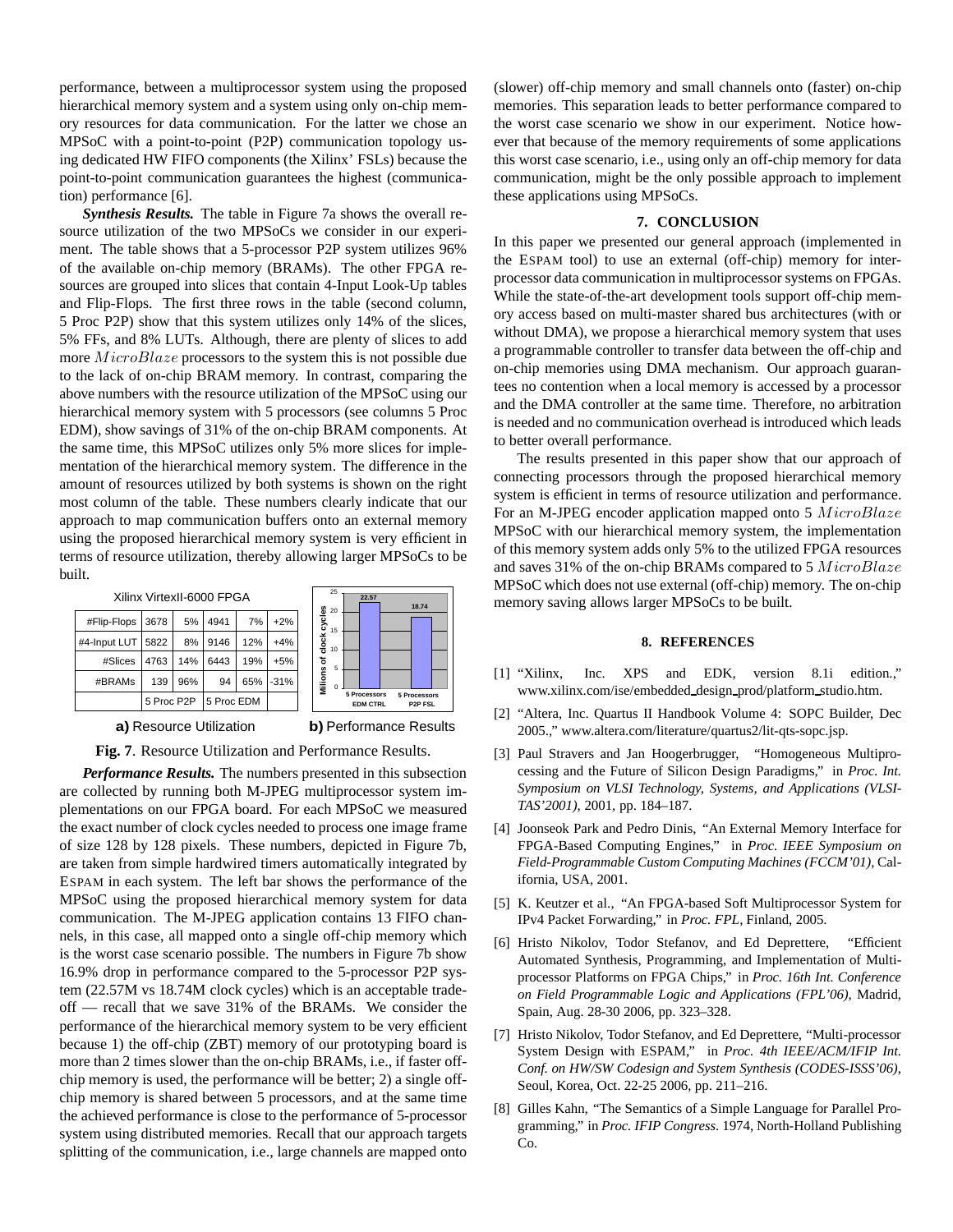performance, between a multiprocessor system using the proposed hierarchical memory system and a system using only on-chip memory resources for data communication. For the latter we chose an MPSoC with a point-to-point (P2P) communication topology using dedicated HW FIFO components (the Xilinx' FSLs) because the point-to-point communication guarantees the highest (communication) performance [6].

***Synthesis Results.*** The table in Figure 7a shows the overall resource utilization of the two MPSoCs we consider in our experiment. The table shows that a 5-processor P2P system utilizes 96% of the available on-chip memory (BRAMs). The other FPGA resources are grouped into slices that contain 4-Input Look-Up tables and Flip-Flops. The first three rows in the table (second column, 5 Proc P2P) show that this system utilizes only 14% of the slices, 5% FFs, and 8% LUTs. Although, there are plenty of slices to add more $MicroBlaze$ processors to the system this is not possible due to the lack of on-chip BRAM memory. In contrast, comparing the above numbers with the resource utilization of the MPSoC using our hierarchical memory system with 5 processors (see columns 5 Proc EDM), show savings of 31% of the on-chip BRAM components. At the same time, this MPSoC utilizes only 5% more slices for implementation of the hierarchical memory system. The difference in the amount of resources utilized by both systems is shown on the right most column of the table. These numbers clearly indicate that our approach to map communication buffers onto an external memory using the proposed hierarchical memory system is very efficient in terms of resource utilization, thereby allowing larger MPSoCs to be built.

Xilinx VirtexII-6000 FPGA

| | | | | | |
|---|---|---|---|---|---|
| #Flip-Flops | 3678 | 5% | 4941 | 7% | +2% |
| #4-Input LUT | 5822 | 8% | 9146 | 12% | +4% |
| #Slices | 4763 | 14% | 6443 | 19% | +5% |
| #BRAMs | 139 | 96% | 94 | 65% | -31% |
| | 5 Proc P2P | | 5 Proc EDM | | |

Milions of clock cycles
25
20
15
10
5
0
22.57
18.74
5 Processors EDM CTRL
5 Processors P2P FSL

**a)** Resource Utilization **b)** Performance Results

**Fig. 7**. Resource Utilization and Performance Results.

***Performance Results.*** The numbers presented in this subsection are collected by running both M-JPEG multiprocessor system implementations on our FPGA board. For each MPSoC we measured the exact number of clock cycles needed to process one image frame of size 128 by 128 pixels. These numbers, depicted in Figure 7b, are taken from simple hardwired timers automatically integrated by ESPAM in each system. The left bar shows the performance of the MPSoC using the proposed hierarchical memory system for data communication. The M-JPEG application contains 13 FIFO channels, in this case, all mapped onto a single off-chip memory which is the worst case scenario possible. The numbers in Figure 7b show 16.9% drop in performance compared to the 5-processor P2P system (22.57M vs 18.74M clock cycles) which is an acceptable tradeoff — recall that we save 31% of the BRAMs. We consider the performance of the hierarchical memory system to be very efficient because 1) the off-chip (ZBT) memory of our prototyping board is more than 2 times slower than the on-chip BRAMs, i.e., if faster off-chip memory is used, the performance will be better; 2) a single off-chip memory is shared between 5 processors, and at the same time the achieved performance is close to the performance of 5-processor system using distributed memories. Recall that our approach targets splitting of the communication, i.e., large channels are mapped onto (slower) off-chip memory and small channels onto (faster) on-chip memories. This separation leads to better performance compared to the worst case scenario we show in our experiment. Notice however that because of the memory requirements of some applications this worst case scenario, i.e., using only an off-chip memory for data communication, might be the only possible approach to implement these applications using MPSoCs.

## 7. CONCLUSION

In this paper we presented our general approach (implemented in the ESPAM tool) to use an external (off-chip) memory for inter-processor data communication in multiprocessor systems on FPGAs. While the state-of-the-art development tools support off-chip memory access based on multi-master shared bus architectures (with or without DMA), we propose a hierarchical memory system that uses a programmable controller to transfer data between the off-chip and on-chip memories using DMA mechanism. Our approach guarantees no contention when a local memory is accessed by a processor and the DMA controller at the same time. Therefore, no arbitration is needed and no communication overhead is introduced which leads to better overall performance.

The results presented in this paper show that our approach of connecting processors through the proposed hierarchical memory system is efficient in terms of resource utilization and performance. For an M-JPEG encoder application mapped onto 5 $MicroBlaze$ MPSoC with our hierarchical memory system, the implementation of this memory system adds only 5% to the utilized FPGA resources and saves 31% of the on-chip BRAMs compared to 5 $MicroBlaze$ MPSoC which does not use external (off-chip) memory. The on-chip memory saving allows larger MPSoCs to be built.

## 8. REFERENCES

[1] "Xilinx, Inc. XPS and EDK, version 8.1i edition.," www.xilinx.com/ise/embedded_design_prod/platform_studio.htm.

[2] "Altera, Inc. Quartus II Handbook Volume 4: SOPC Builder, Dec 2005.," www.altera.com/literature/quartus2/lit-qts-sopc.jsp.

[3] Paul Stravers and Jan Hoogerbrugger, "Homogeneous Multiprocessing and the Future of Silicon Design Paradigms," in *Proc. Int. Symposium on VLSI Technology, Systems, and Applications (VLSI-TAS'2001)*, 2001, pp. 184–187.

[4] Joonseok Park and Pedro Dinis, "An External Memory Interface for FPGA-Based Computing Engines," in *Proc. IEEE Symposium on Field-Programmable Custom Computing Machines (FCCM'01)*, California, USA, 2001.

[5] K. Keutzer et al., "An FPGA-based Soft Multiprocessor System for IPv4 Packet Forwarding," in *Proc. FPL*, Finland, 2005.

[6] Hristo Nikolov, Todor Stefanov, and Ed Deprettere, "Efficient Automated Synthesis, Programming, and Implementation of Multiprocessor Platforms on FPGA Chips," in *Proc. 16th Int. Conference on Field Programmable Logic and Applications (FPL'06)*, Madrid, Spain, Aug. 28-30 2006, pp. 323–328.

[7] Hristo Nikolov, Todor Stefanov, and Ed Deprettere, "Multi-processor System Design with ESPAM," in *Proc. 4th IEEE/ACM/IFIP Int. Conf. on HW/SW Codesign and System Synthesis (CODES-ISSS'06)*, Seoul, Korea, Oct. 22-25 2006, pp. 211–216.

[8] Gilles Kahn, "The Semantics of a Simple Language for Parallel Programming," in *Proc. IFIP Congress*. 1974, North-Holland Publishing Co.